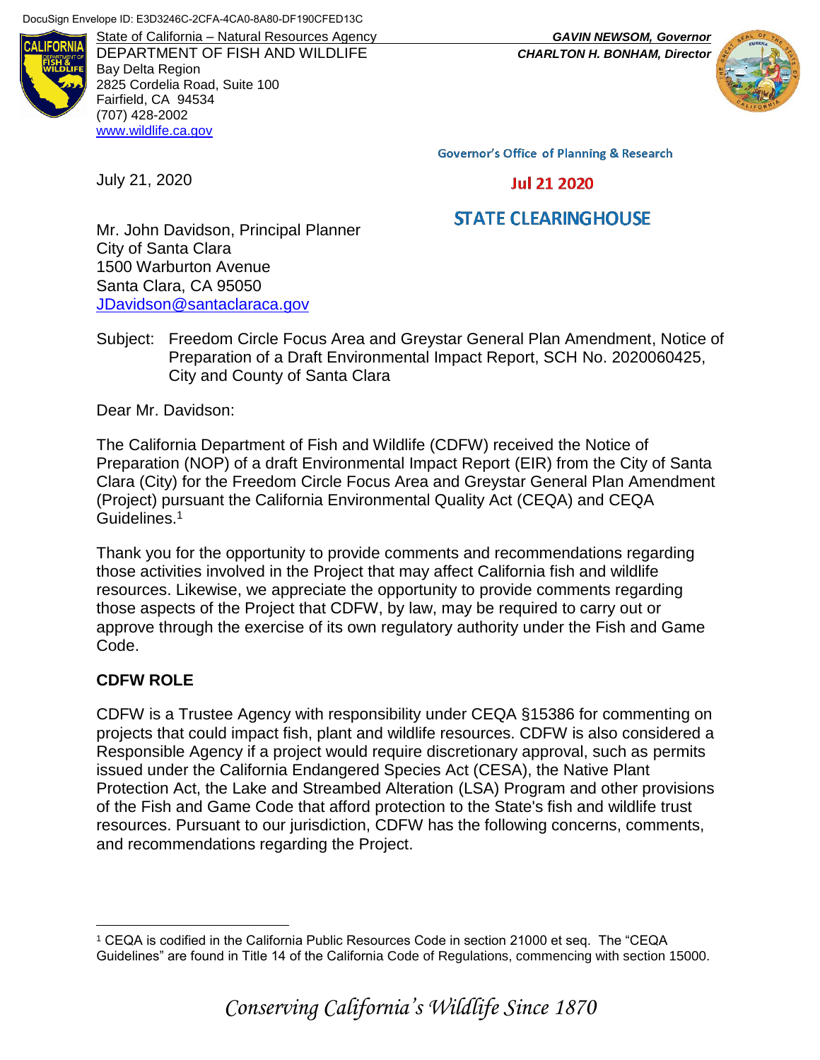DocuSign Envelope ID: E3D3246C-2CFA-4CA0-8A80-DF190CFED13C

State of California – Natural Resources Agency
DEPARTMENT OF FISH AND WILDLIFE
Bay Delta Region
2825 Cordelia Road, Suite 100
Fairfield, CA 94534
(707) 428-2002
www.wildlife.ca.gov

***GAVIN NEWSOM, Governor***
***CHARLTON H. BONHAM, Director***

Governor's Office of Planning & Research

Jul 21 2020

STATE CLEARINGHOUSE

July 21, 2020

Mr. John Davidson, Principal Planner
City of Santa Clara
1500 Warburton Avenue
Santa Clara, CA 95050
JDavidson@santaclaraca.gov

Subject: Freedom Circle Focus Area and Greystar General Plan Amendment, Notice of Preparation of a Draft Environmental Impact Report, SCH No. 2020060425, City and County of Santa Clara

Dear Mr. Davidson:

The California Department of Fish and Wildlife (CDFW) received the Notice of Preparation (NOP) of a draft Environmental Impact Report (EIR) from the City of Santa Clara (City) for the Freedom Circle Focus Area and Greystar General Plan Amendment (Project) pursuant the California Environmental Quality Act (CEQA) and CEQA Guidelines.[1]

Thank you for the opportunity to provide comments and recommendations regarding those activities involved in the Project that may affect California fish and wildlife resources. Likewise, we appreciate the opportunity to provide comments regarding those aspects of the Project that CDFW, by law, may be required to carry out or approve through the exercise of its own regulatory authority under the Fish and Game Code.

**CDFW ROLE**

CDFW is a Trustee Agency with responsibility under CEQA §15386 for commenting on projects that could impact fish, plant and wildlife resources. CDFW is also considered a Responsible Agency if a project would require discretionary approval, such as permits issued under the California Endangered Species Act (CESA), the Native Plant Protection Act, the Lake and Streambed Alteration (LSA) Program and other provisions of the Fish and Game Code that afford protection to the State's fish and wildlife trust resources. Pursuant to our jurisdiction, CDFW has the following concerns, comments, and recommendations regarding the Project.

---

[1] CEQA is codified in the California Public Resources Code in section 21000 et seq. The "CEQA Guidelines" are found in Title 14 of the California Code of Regulations, commencing with section 15000.

*Conserving California's Wildlife Since 1870*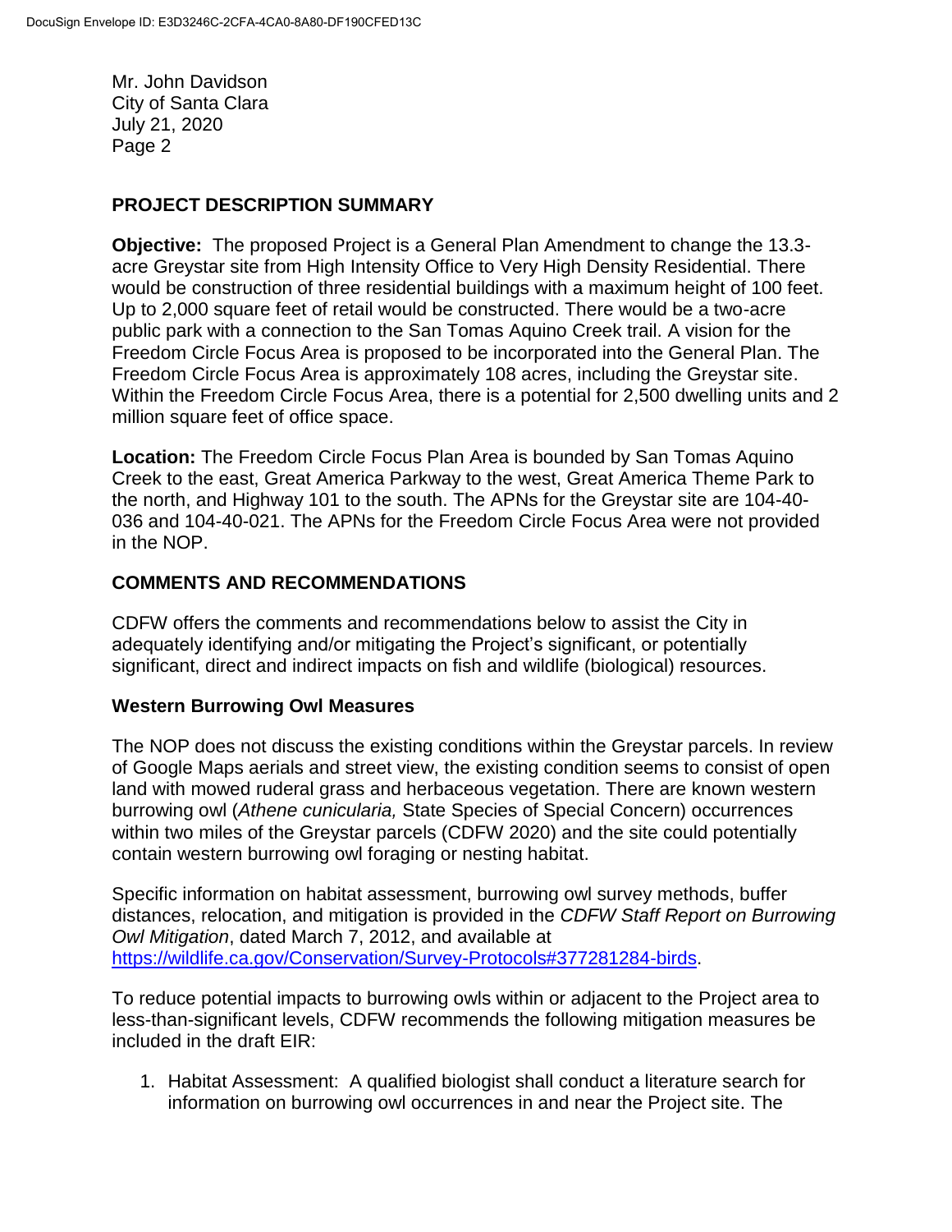## PROJECT DESCRIPTION SUMMARY

**Objective:** The proposed Project is a General Plan Amendment to change the 13.3-acre Greystar site from High Intensity Office to Very High Density Residential. There would be construction of three residential buildings with a maximum height of 100 feet. Up to 2,000 square feet of retail would be constructed. There would be a two-acre public park with a connection to the San Tomas Aquino Creek trail. A vision for the Freedom Circle Focus Area is proposed to be incorporated into the General Plan. The Freedom Circle Focus Area is approximately 108 acres, including the Greystar site. Within the Freedom Circle Focus Area, there is a potential for 2,500 dwelling units and 2 million square feet of office space.

**Location:** The Freedom Circle Focus Plan Area is bounded by San Tomas Aquino Creek to the east, Great America Parkway to the west, Great America Theme Park to the north, and Highway 101 to the south. The APNs for the Greystar site are 104-40-036 and 104-40-021. The APNs for the Freedom Circle Focus Area were not provided in the NOP.

## COMMENTS AND RECOMMENDATIONS

CDFW offers the comments and recommendations below to assist the City in adequately identifying and/or mitigating the Project's significant, or potentially significant, direct and indirect impacts on fish and wildlife (biological) resources.

### Western Burrowing Owl Measures

The NOP does not discuss the existing conditions within the Greystar parcels. In review of Google Maps aerials and street view, the existing condition seems to consist of open land with mowed ruderal grass and herbaceous vegetation. There are known western burrowing owl (*Athene cunicularia,* State Species of Special Concern) occurrences within two miles of the Greystar parcels (CDFW 2020) and the site could potentially contain western burrowing owl foraging or nesting habitat.

Specific information on habitat assessment, burrowing owl survey methods, buffer distances, relocation, and mitigation is provided in the *CDFW Staff Report on Burrowing Owl Mitigation*, dated March 7, 2012, and available at https://wildlife.ca.gov/Conservation/Survey-Protocols#377281284-birds.

To reduce potential impacts to burrowing owls within or adjacent to the Project area to less-than-significant levels, CDFW recommends the following mitigation measures be included in the draft EIR:

1. Habitat Assessment: A qualified biologist shall conduct a literature search for information on burrowing owl occurrences in and near the Project site. The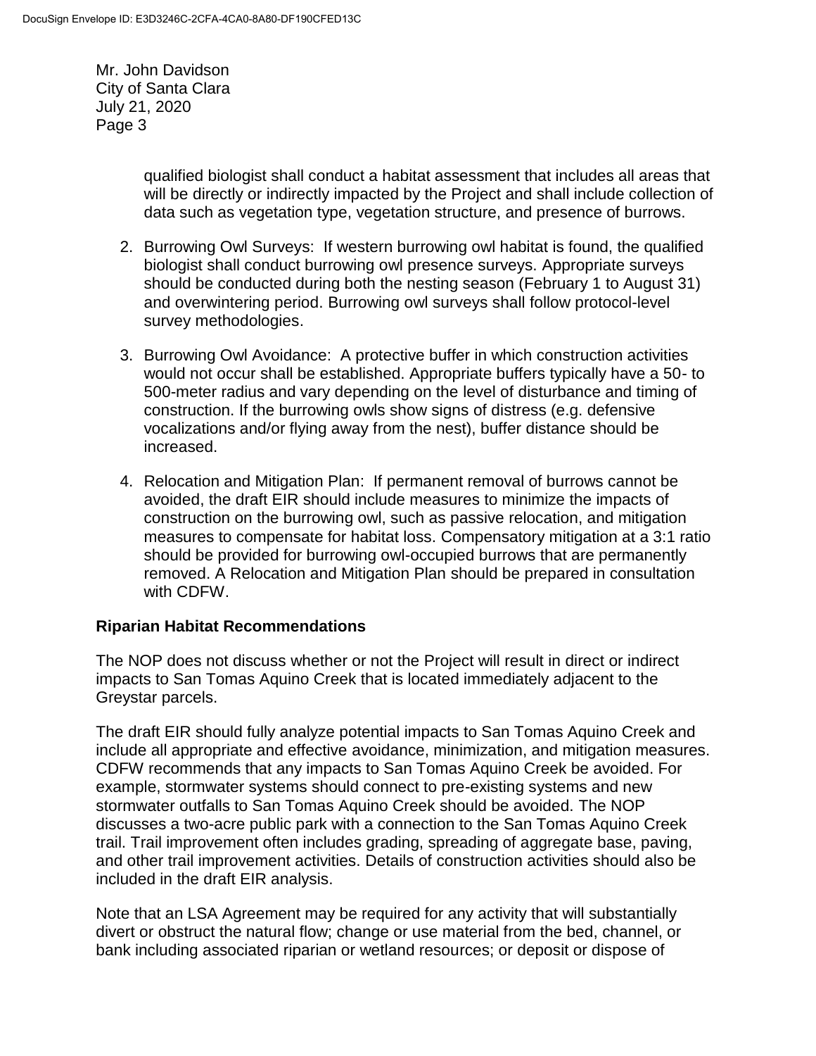qualified biologist shall conduct a habitat assessment that includes all areas that will be directly or indirectly impacted by the Project and shall include collection of data such as vegetation type, vegetation structure, and presence of burrows.

2. Burrowing Owl Surveys: If western burrowing owl habitat is found, the qualified biologist shall conduct burrowing owl presence surveys. Appropriate surveys should be conducted during both the nesting season (February 1 to August 31) and overwintering period. Burrowing owl surveys shall follow protocol-level survey methodologies.

3. Burrowing Owl Avoidance: A protective buffer in which construction activities would not occur shall be established. Appropriate buffers typically have a 50- to 500-meter radius and vary depending on the level of disturbance and timing of construction. If the burrowing owls show signs of distress (e.g. defensive vocalizations and/or flying away from the nest), buffer distance should be increased.

4. Relocation and Mitigation Plan: If permanent removal of burrows cannot be avoided, the draft EIR should include measures to minimize the impacts of construction on the burrowing owl, such as passive relocation, and mitigation measures to compensate for habitat loss. Compensatory mitigation at a 3:1 ratio should be provided for burrowing owl-occupied burrows that are permanently removed. A Relocation and Mitigation Plan should be prepared in consultation with CDFW.

**Riparian Habitat Recommendations**

The NOP does not discuss whether or not the Project will result in direct or indirect impacts to San Tomas Aquino Creek that is located immediately adjacent to the Greystar parcels.

The draft EIR should fully analyze potential impacts to San Tomas Aquino Creek and include all appropriate and effective avoidance, minimization, and mitigation measures. CDFW recommends that any impacts to San Tomas Aquino Creek be avoided. For example, stormwater systems should connect to pre-existing systems and new stormwater outfalls to San Tomas Aquino Creek should be avoided. The NOP discusses a two-acre public park with a connection to the San Tomas Aquino Creek trail. Trail improvement often includes grading, spreading of aggregate base, paving, and other trail improvement activities. Details of construction activities should also be included in the draft EIR analysis.

Note that an LSA Agreement may be required for any activity that will substantially divert or obstruct the natural flow; change or use material from the bed, channel, or bank including associated riparian or wetland resources; or deposit or dispose of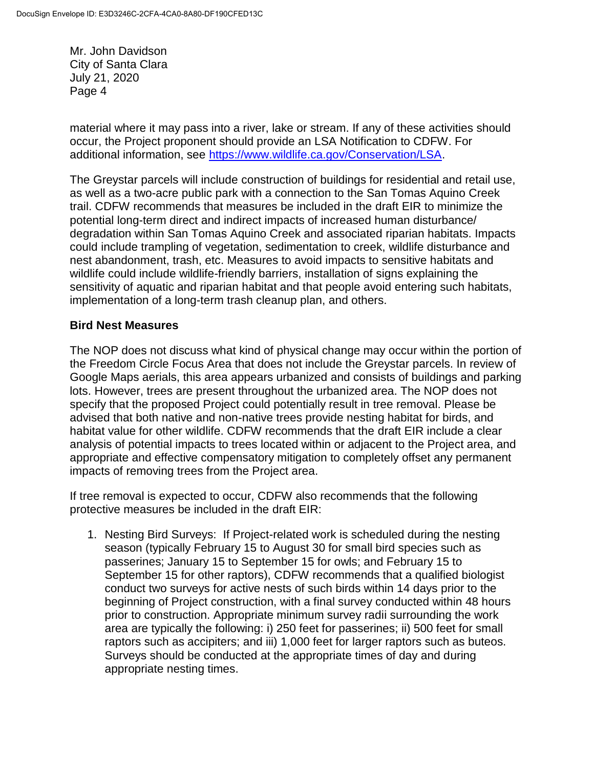material where it may pass into a river, lake or stream. If any of these activities should occur, the Project proponent should provide an LSA Notification to CDFW. For additional information, see https://www.wildlife.ca.gov/Conservation/LSA.

The Greystar parcels will include construction of buildings for residential and retail use, as well as a two-acre public park with a connection to the San Tomas Aquino Creek trail. CDFW recommends that measures be included in the draft EIR to minimize the potential long-term direct and indirect impacts of increased human disturbance/ degradation within San Tomas Aquino Creek and associated riparian habitats. Impacts could include trampling of vegetation, sedimentation to creek, wildlife disturbance and nest abandonment, trash, etc. Measures to avoid impacts to sensitive habitats and wildlife could include wildlife-friendly barriers, installation of signs explaining the sensitivity of aquatic and riparian habitat and that people avoid entering such habitats, implementation of a long-term trash cleanup plan, and others.

**Bird Nest Measures**

The NOP does not discuss what kind of physical change may occur within the portion of the Freedom Circle Focus Area that does not include the Greystar parcels. In review of Google Maps aerials, this area appears urbanized and consists of buildings and parking lots. However, trees are present throughout the urbanized area. The NOP does not specify that the proposed Project could potentially result in tree removal. Please be advised that both native and non-native trees provide nesting habitat for birds, and habitat value for other wildlife. CDFW recommends that the draft EIR include a clear analysis of potential impacts to trees located within or adjacent to the Project area, and appropriate and effective compensatory mitigation to completely offset any permanent impacts of removing trees from the Project area.

If tree removal is expected to occur, CDFW also recommends that the following protective measures be included in the draft EIR:

1. Nesting Bird Surveys: If Project-related work is scheduled during the nesting season (typically February 15 to August 30 for small bird species such as passerines; January 15 to September 15 for owls; and February 15 to September 15 for other raptors), CDFW recommends that a qualified biologist conduct two surveys for active nests of such birds within 14 days prior to the beginning of Project construction, with a final survey conducted within 48 hours prior to construction. Appropriate minimum survey radii surrounding the work area are typically the following: i) 250 feet for passerines; ii) 500 feet for small raptors such as accipiters; and iii) 1,000 feet for larger raptors such as buteos. Surveys should be conducted at the appropriate times of day and during appropriate nesting times.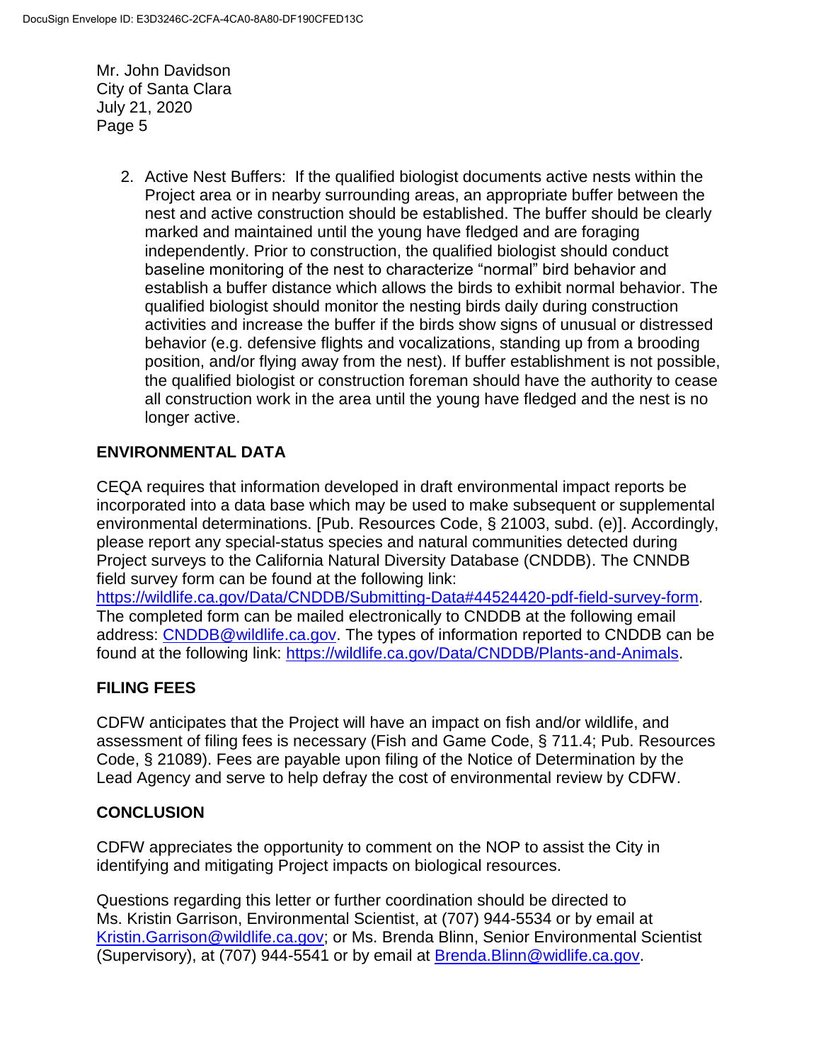2. Active Nest Buffers: If the qualified biologist documents active nests within the Project area or in nearby surrounding areas, an appropriate buffer between the nest and active construction should be established. The buffer should be clearly marked and maintained until the young have fledged and are foraging independently. Prior to construction, the qualified biologist should conduct baseline monitoring of the nest to characterize "normal" bird behavior and establish a buffer distance which allows the birds to exhibit normal behavior. The qualified biologist should monitor the nesting birds daily during construction activities and increase the buffer if the birds show signs of unusual or distressed behavior (e.g. defensive flights and vocalizations, standing up from a brooding position, and/or flying away from the nest). If buffer establishment is not possible, the qualified biologist or construction foreman should have the authority to cease all construction work in the area until the young have fledged and the nest is no longer active.

## ENVIRONMENTAL DATA

CEQA requires that information developed in draft environmental impact reports be incorporated into a data base which may be used to make subsequent or supplemental environmental determinations. [Pub. Resources Code, § 21003, subd. (e)]. Accordingly, please report any special-status species and natural communities detected during Project surveys to the California Natural Diversity Database (CNDDB). The CNNDB field survey form can be found at the following link: https://wildlife.ca.gov/Data/CNDDB/Submitting-Data#44524420-pdf-field-survey-form. The completed form can be mailed electronically to CNDDB at the following email address: CNDDB@wildlife.ca.gov. The types of information reported to CNDDB can be found at the following link: https://wildlife.ca.gov/Data/CNDDB/Plants-and-Animals.

## FILING FEES

CDFW anticipates that the Project will have an impact on fish and/or wildlife, and assessment of filing fees is necessary (Fish and Game Code, § 711.4; Pub. Resources Code, § 21089). Fees are payable upon filing of the Notice of Determination by the Lead Agency and serve to help defray the cost of environmental review by CDFW.

## CONCLUSION

CDFW appreciates the opportunity to comment on the NOP to assist the City in identifying and mitigating Project impacts on biological resources.

Questions regarding this letter or further coordination should be directed to Ms. Kristin Garrison, Environmental Scientist, at (707) 944-5534 or by email at Kristin.Garrison@wildlife.ca.gov; or Ms. Brenda Blinn, Senior Environmental Scientist (Supervisory), at (707) 944-5541 or by email at Brenda.Blinn@widlife.ca.gov.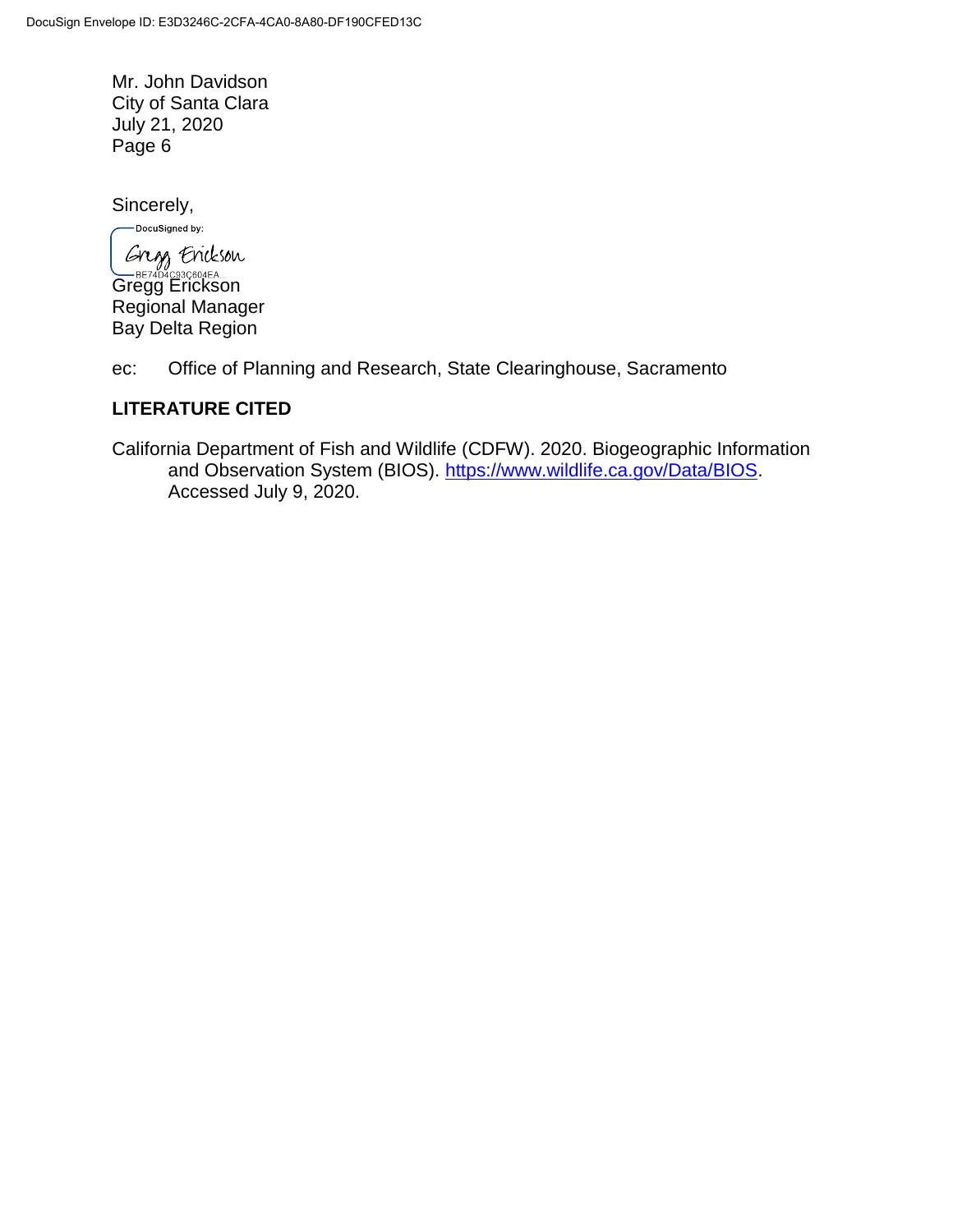Mr. John Davidson
City of Santa Clara
July 21, 2020
Page 6

Sincerely,

DocuSigned by:
Gregg Erickson
BE74D4C93C604EA

Gregg Erickson
Regional Manager
Bay Delta Region

ec: Office of Planning and Research, State Clearinghouse, Sacramento

## LITERATURE CITED

California Department of Fish and Wildlife (CDFW). 2020. Biogeographic Information and Observation System (BIOS). https://www.wildlife.ca.gov/Data/BIOS. Accessed July 9, 2020.